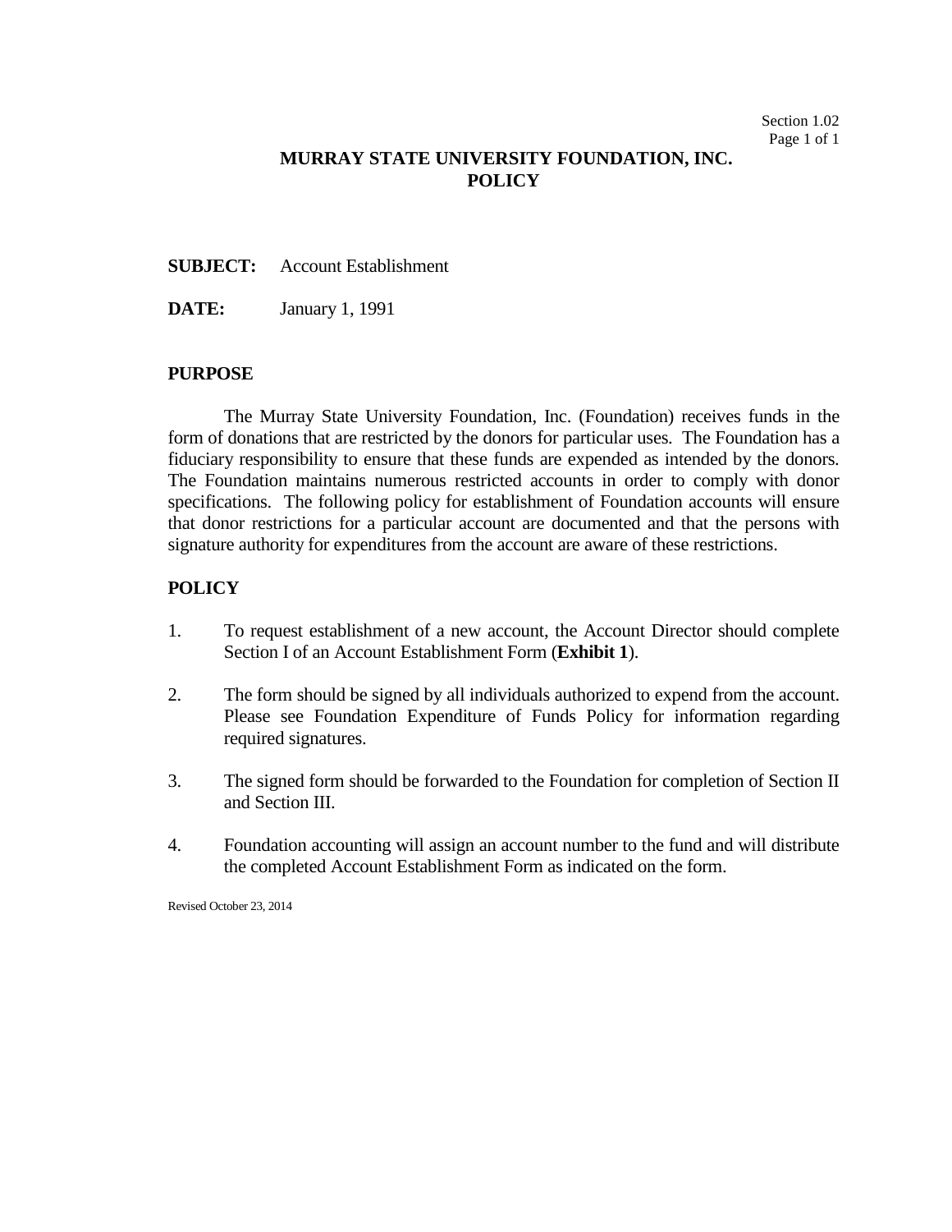Section 1.02

# MURRAY STATE UNIVERSITY FOUNDATION, INC. POLICY

**SUBJECT:** Account Establishment

**DATE:** January 1, 1991

## PURPOSE

The Murray State University Foundation, Inc. (Foundation) receives funds in the form of donations that are restricted by the donors for particular uses. The Foundation has a fiduciary responsibility to ensure that these funds are expended as intended by the donors. The Foundation maintains numerous restricted accounts in order to comply with donor specifications. The following policy for establishment of Foundation accounts will ensure that donor restrictions for a particular account are documented and that the persons with signature authority for expenditures from the account are aware of these restrictions.

## POLICY

1. To request establishment of a new account, the Account Director should complete Section I of an Account Establishment Form (**Exhibit 1**).

2. The form should be signed by all individuals authorized to expend from the account. Please see Foundation Expenditure of Funds Policy for information regarding required signatures.

3. The signed form should be forwarded to the Foundation for completion of Section II and Section III.

4. Foundation accounting will assign an account number to the fund and will distribute the completed Account Establishment Form as indicated on the form.

Revised October 23, 2014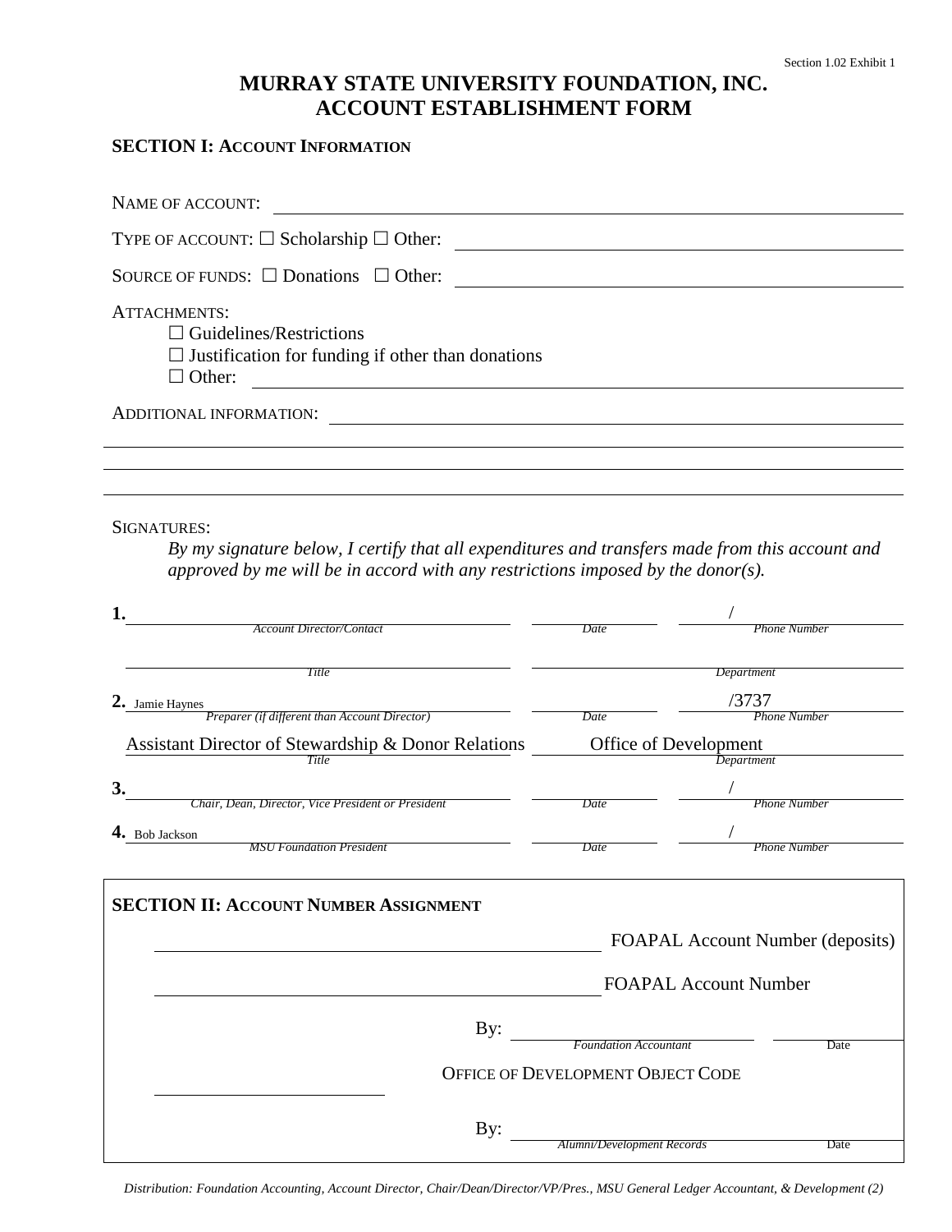Section 1.02 Exhibit 1

# MURRAY STATE UNIVERSITY FOUNDATION, INC.
# ACCOUNT ESTABLISHMENT FORM

## SECTION I: ACCOUNT INFORMATION

NAME OF ACCOUNT: ______________________________

TYPE OF ACCOUNT: ☐ Scholarship ☐ Other: ______________________________

SOURCE OF FUNDS: ☐ Donations ☐ Other: ______________________________

ATTACHMENTS:
- ☐ Guidelines/Restrictions
- ☐ Justification for funding if other than donations
- ☐ Other: ______________________________

ADDITIONAL INFORMATION: ______________________________

______________________________

______________________________

______________________________

SIGNATURES:

*By my signature below, I certify that all expenditures and transfers made from this account and approved by me will be in accord with any restrictions imposed by the donor(s).*

**1.** ______________________________ *Account Director/Contact* ______ *Date* ______ / ______ *Phone Number*

______________________________ *Title* ______________________________ *Department*

**2.** Jamie Haynes *Preparer (if different than Account Director)* ______ *Date* /3737 *Phone Number*

Assistant Director of Stewardship & Donor Relations *Title* Office of Development *Department*

**3.** ______________________________ *Chair, Dean, Director, Vice President or President* ______ *Date* ______ / ______ *Phone Number*

**4.** Bob Jackson *MSU Foundation President* ______ *Date* ______ / ______ *Phone Number*

## SECTION II: ACCOUNT NUMBER ASSIGNMENT

______________________________ FOAPAL Account Number (deposits)

______________________________ FOAPAL Account Number

By: ______________________________ *Foundation Accountant* ______ Date

OFFICE OF DEVELOPMENT OBJECT CODE

______________________________

By: ______________________________ *Alumni/Development Records* ______ Date

*Distribution: Foundation Accounting, Account Director, Chair/Dean/Director/VP/Pres., MSU General Ledger Accountant, & Development (2)*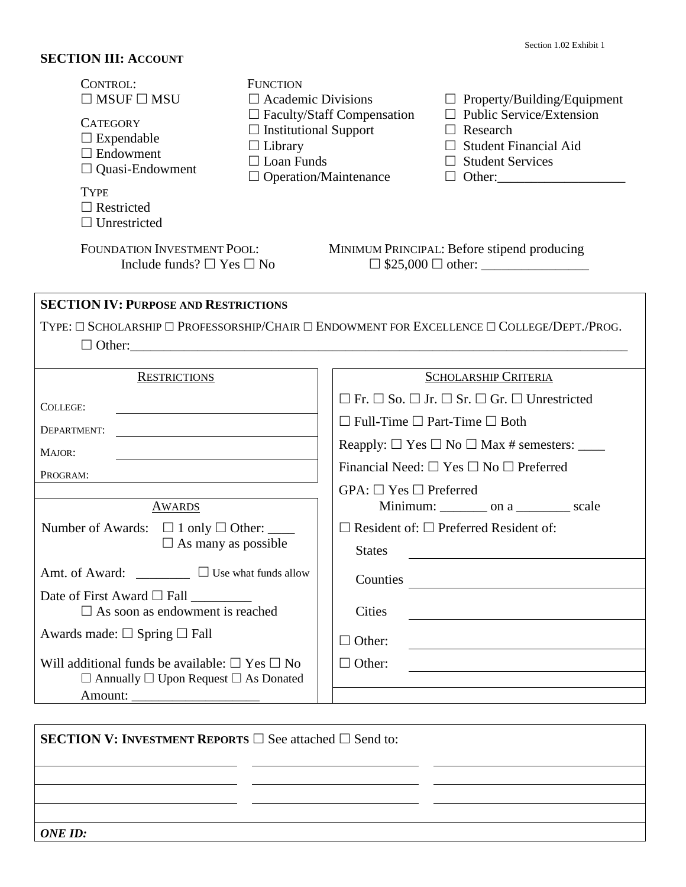## SECTION III: ACCOUNT

CONTROL:
☐ MSUF ☐ MSU

CATEGORY
☐ Expendable
☐ Endowment
☐ Quasi-Endowment

TYPE
☐ Restricted
☐ Unrestricted

FUNCTION
☐ Academic Divisions
☐ Faculty/Staff Compensation
☐ Institutional Support
☐ Library
☐ Loan Funds
☐ Operation/Maintenance
☐ Property/Building/Equipment
☐ Public Service/Extension
☐ Research
☐ Student Financial Aid
☐ Student Services
☐ Other:___________________

FOUNDATION INVESTMENT POOL:
Include funds? ☐ Yes ☐ No

MINIMUM PRINCIPAL: Before stipend producing
☐ $25,000 ☐ other: ________________

## SECTION IV: PURPOSE AND RESTRICTIONS

TYPE: ☐ SCHOLARSHIP ☐ PROFESSORSHIP/CHAIR ☐ ENDOWMENT FOR EXCELLENCE ☐ COLLEGE/DEPT./PROG.
☐ Other:___________________________________________________________________________

### RESTRICTIONS

COLLEGE: ______________________

DEPARTMENT: ______________________

MAJOR: ______________________

PROGRAM: ______________________

### AWARDS

Number of Awards: ☐ 1 only ☐ Other: ____
☐ As many as possible

Amt. of Award: ________ ☐ Use what funds allow

Date of First Award ☐ Fall _________
☐ As soon as endowment is reached

Awards made: ☐ Spring ☐ Fall

Will additional funds be available: ☐ Yes ☐ No
☐ Annually ☐ Upon Request ☐ As Donated
Amount: ___________________

### SCHOLARSHIP CRITERIA

☐ Fr. ☐ So. ☐ Jr. ☐ Sr. ☐ Gr. ☐ Unrestricted

☐ Full-Time ☐ Part-Time ☐ Both

Reapply: ☐ Yes ☐ No ☐ Max # semesters: ____

Financial Need: ☐ Yes ☐ No ☐ Preferred

GPA: ☐ Yes ☐ Preferred
Minimum: _______ on a ________ scale

☐ Resident of: ☐ Preferred Resident of:

States ______________________

Counties ______________________

Cities ______________________

☐ Other: ______________________

☐ Other: ______________________

## SECTION V: INVESTMENT REPORTS ☐ See attached ☐ Send to:

| | | |
|---|---|---|
| | | |
| | | |
| | | |

***ONE ID:***